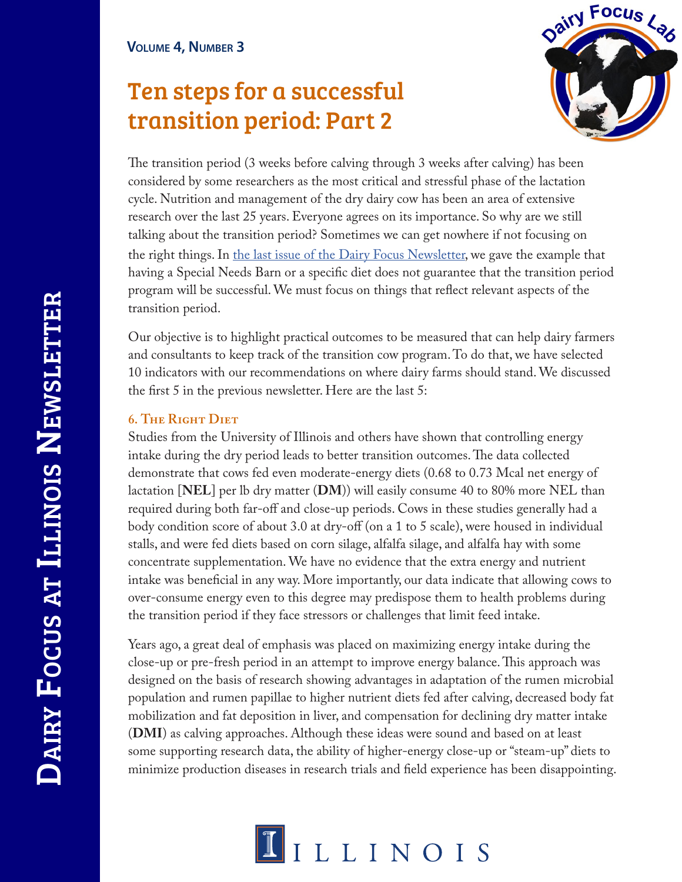Volume 4, Number 3

# Ten steps for a successful transition period: Part 2

The transition period (3 weeks before calving through 3 weeks after calving) has been considered by some researchers as the most critical and stressful phase of the lactation cycle. Nutrition and management of the dry dairy cow has been an area of extensive research over the last 25 years. Everyone agrees on its importance. So why are we still talking about the transition period? Sometimes we can get nowhere if not focusing on the right things. In the last issue of the Dairy Focus Newsletter, we gave the example that having a Special Needs Barn or a specific diet does not guarantee that the transition period program will be successful. We must focus on things that reflect relevant aspects of the transition period.

Our objective is to highlight practical outcomes to be measured that can help dairy farmers and consultants to keep track of the transition cow program. To do that, we have selected 10 indicators with our recommendations on where dairy farms should stand. We discussed the first 5 in the previous newsletter. Here are the last 5:

### 6. The Right Diet

Studies from the University of Illinois and others have shown that controlling energy intake during the dry period leads to better transition outcomes. The data collected demonstrate that cows fed even moderate-energy diets (0.68 to 0.73 Mcal net energy of lactation [**NEL**] per lb dry matter (**DM**)) will easily consume 40 to 80% more NEL than required during both far-off and close-up periods. Cows in these studies generally had a body condition score of about 3.0 at dry-off (on a 1 to 5 scale), were housed in individual stalls, and were fed diets based on corn silage, alfalfa silage, and alfalfa hay with some concentrate supplementation. We have no evidence that the extra energy and nutrient intake was beneficial in any way. More importantly, our data indicate that allowing cows to over-consume energy even to this degree may predispose them to health problems during the transition period if they face stressors or challenges that limit feed intake.

Years ago, a great deal of emphasis was placed on maximizing energy intake during the close-up or pre-fresh period in an attempt to improve energy balance. This approach was designed on the basis of research showing advantages in adaptation of the rumen microbial population and rumen papillae to higher nutrient diets fed after calving, decreased body fat mobilization and fat deposition in liver, and compensation for declining dry matter intake (**DMI**) as calving approaches. Although these ideas were sound and based on at least some supporting research data, the ability of higher-energy close-up or "steam-up" diets to minimize production diseases in research trials and field experience has been disappointing.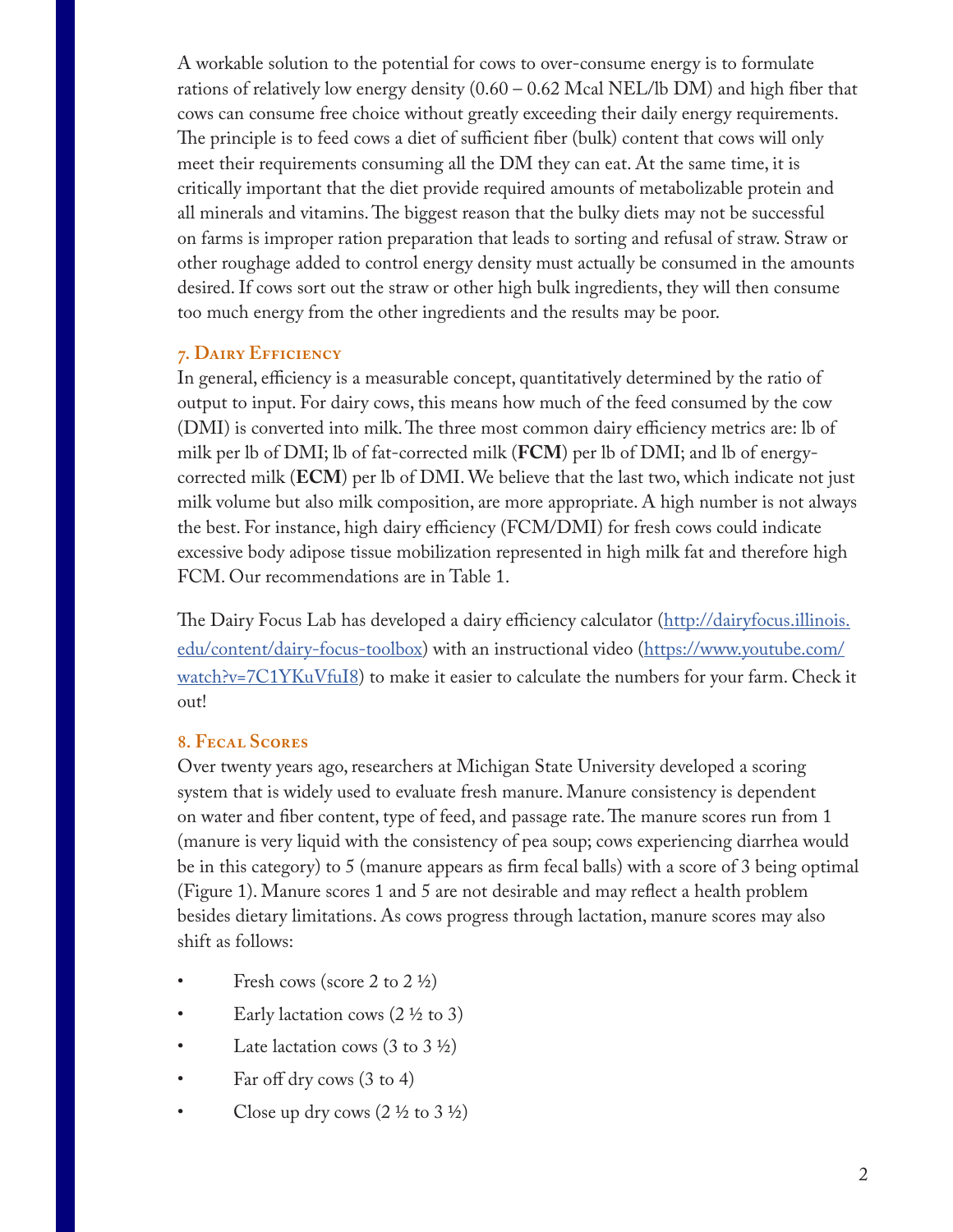A workable solution to the potential for cows to over-consume energy is to formulate rations of relatively low energy density (0.60 – 0.62 Mcal NEL/lb DM) and high fiber that cows can consume free choice without greatly exceeding their daily energy requirements. The principle is to feed cows a diet of sufficient fiber (bulk) content that cows will only meet their requirements consuming all the DM they can eat. At the same time, it is critically important that the diet provide required amounts of metabolizable protein and all minerals and vitamins. The biggest reason that the bulky diets may not be successful on farms is improper ration preparation that leads to sorting and refusal of straw. Straw or other roughage added to control energy density must actually be consumed in the amounts desired. If cows sort out the straw or other high bulk ingredients, they will then consume too much energy from the other ingredients and the results may be poor.

### 7. Dairy Efficiency

In general, efficiency is a measurable concept, quantitatively determined by the ratio of output to input. For dairy cows, this means how much of the feed consumed by the cow (DMI) is converted into milk. The three most common dairy efficiency metrics are: lb of milk per lb of DMI; lb of fat-corrected milk (**FCM**) per lb of DMI; and lb of energy-corrected milk (**ECM**) per lb of DMI. We believe that the last two, which indicate not just milk volume but also milk composition, are more appropriate. A high number is not always the best. For instance, high dairy efficiency (FCM/DMI) for fresh cows could indicate excessive body adipose tissue mobilization represented in high milk fat and therefore high FCM. Our recommendations are in Table 1.

The Dairy Focus Lab has developed a dairy efficiency calculator (http://dairyfocus.illinois.edu/content/dairy-focus-toolbox) with an instructional video (https://www.youtube.com/watch?v=7C1YKuVfuI8) to make it easier to calculate the numbers for your farm. Check it out!

### 8. Fecal Scores

Over twenty years ago, researchers at Michigan State University developed a scoring system that is widely used to evaluate fresh manure. Manure consistency is dependent on water and fiber content, type of feed, and passage rate. The manure scores run from 1 (manure is very liquid with the consistency of pea soup; cows experiencing diarrhea would be in this category) to 5 (manure appears as firm fecal balls) with a score of 3 being optimal (Figure 1). Manure scores 1 and 5 are not desirable and may reflect a health problem besides dietary limitations. As cows progress through lactation, manure scores may also shift as follows:

- Fresh cows (score 2 to 2 ½)
- Early lactation cows (2 ½ to 3)
- Late lactation cows (3 to 3 ½)
- Far off dry cows (3 to 4)
- Close up dry cows (2 ½ to 3 ½)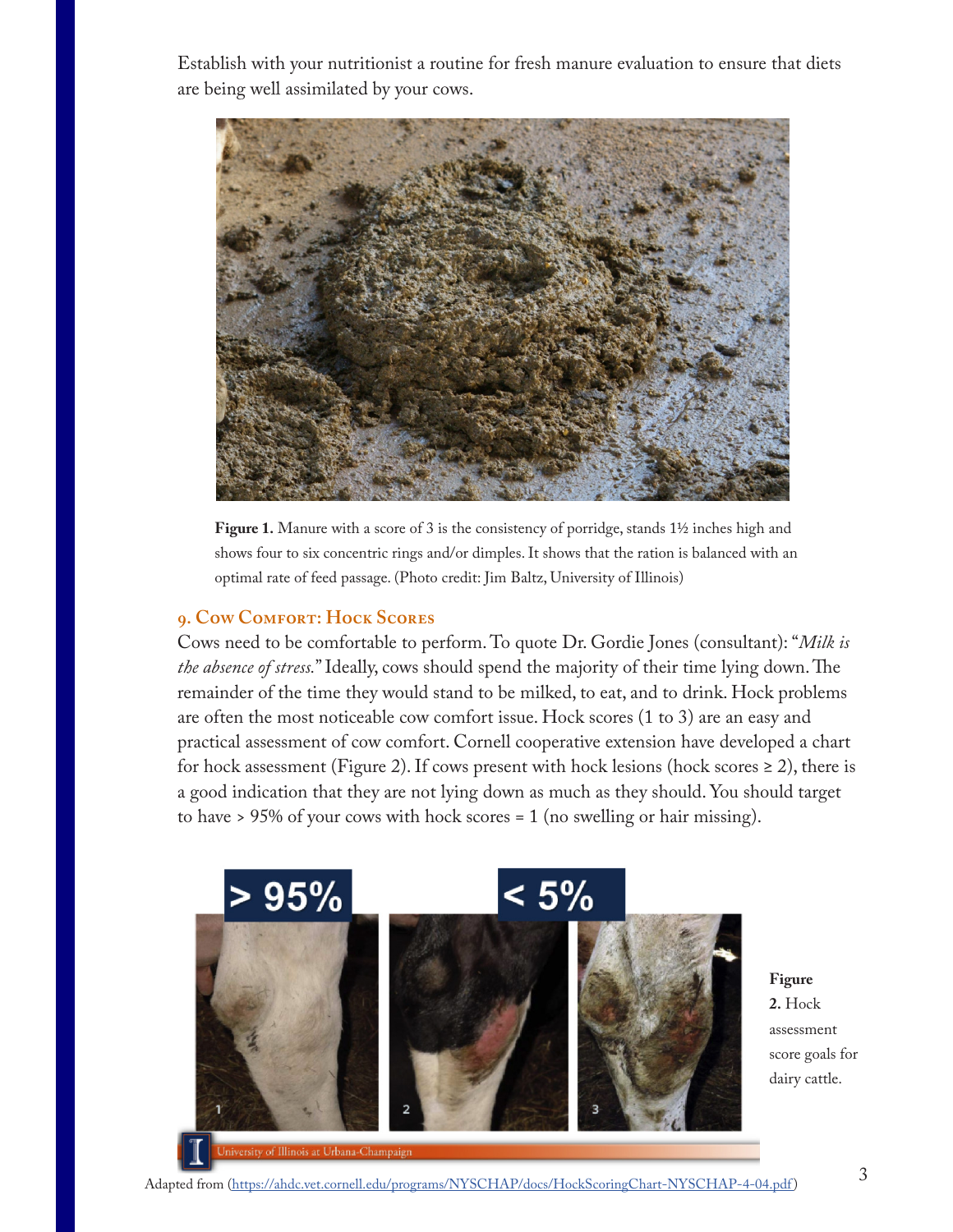Establish with your nutritionist a routine for fresh manure evaluation to ensure that diets are being well assimilated by your cows.

**Figure 1.** Manure with a score of 3 is the consistency of porridge, stands 1½ inches high and shows four to six concentric rings and/or dimples. It shows that the ration is balanced with an optimal rate of feed passage. (Photo credit: Jim Baltz, University of Illinois)

## 9. Cow Comfort: Hock Scores

Cows need to be comfortable to perform. To quote Dr. Gordie Jones (consultant): "*Milk is the absence of stress.*" Ideally, cows should spend the majority of their time lying down. The remainder of the time they would stand to be milked, to eat, and to drink. Hock problems are often the most noticeable cow comfort issue. Hock scores (1 to 3) are an easy and practical assessment of cow comfort. Cornell cooperative extension have developed a chart for hock assessment (Figure 2). If cows present with hock lesions (hock scores ≥ 2), there is a good indication that they are not lying down as much as they should. You should target to have > 95% of your cows with hock scores = 1 (no swelling or hair missing).

**Figure 2.** Hock assessment score goals for dairy cattle.

Adapted from (https://ahdc.vet.cornell.edu/programs/NYSCHAP/docs/HockScoringChart-NYSCHAP-4-04.pdf)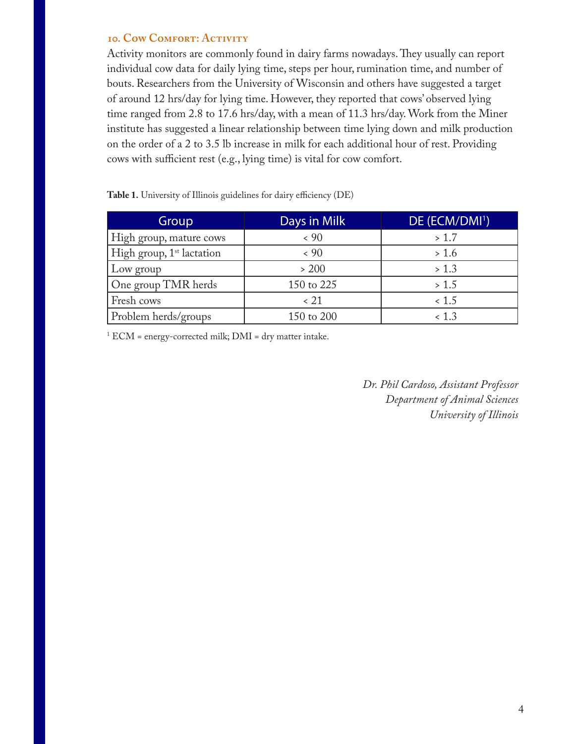### 10. Cow Comfort: Activity

Activity monitors are commonly found in dairy farms nowadays. They usually can report individual cow data for daily lying time, steps per hour, rumination time, and number of bouts. Researchers from the University of Wisconsin and others have suggested a target of around 12 hrs/day for lying time. However, they reported that cows' observed lying time ranged from 2.8 to 17.6 hrs/day, with a mean of 11.3 hrs/day. Work from the Miner institute has suggested a linear relationship between time lying down and milk production on the order of a 2 to 3.5 lb increase in milk for each additional hour of rest. Providing cows with sufficient rest (e.g., lying time) is vital for cow comfort.

**Table 1.** University of Illinois guidelines for dairy efficiency (DE)

| Group | Days in Milk | DE (ECM/DMI[1]) |
|---|---|---|
| High group, mature cows | < 90 | > 1.7 |
| High group, 1st lactation | < 90 | > 1.6 |
| Low group | > 200 | > 1.3 |
| One group TMR herds | 150 to 225 | > 1.5 |
| Fresh cows | < 21 | < 1.5 |
| Problem herds/groups | 150 to 200 | < 1.3 |

[1] ECM = energy-corrected milk; DMI = dry matter intake.

*Dr. Phil Cardoso, Assistant Professor*
*Department of Animal Sciences*
*University of Illinois*